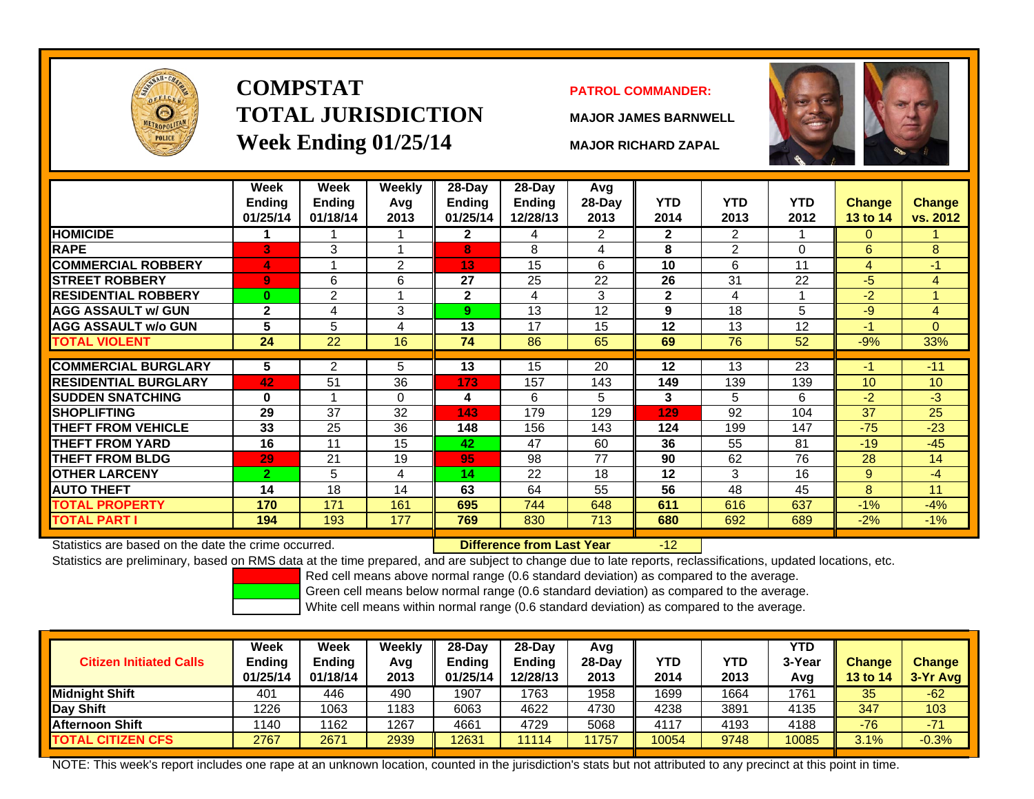# COMPSTAT
# TOTAL JURISDICTION
# Week Ending 01/25/14

**PATROL COMMANDER:**

**MAJOR JAMES BARNWELL**

**MAJOR RICHARD ZAPAL**

| | Week Ending 01/25/14 | Week Ending 01/18/14 | Weekly Avg 2013 | 28-Day Ending 01/25/14 | 28-Day Ending 12/28/13 | Avg 28-Day 2013 | YTD 2014 | YTD 2013 | YTD 2012 | Change 13 to 14 | Change vs. 2012 |
|---|---|---|---|---|---|---|---|---|---|---|---|
| HOMICIDE | 1 | 1 | 1 | 2 | 4 | 2 | 2 | 2 | 1 | 0 | 1 |
| RAPE | 3 | 3 | 1 | 8 | 8 | 4 | 8 | 2 | 0 | 6 | 8 |
| COMMERCIAL ROBBERY | 4 | 1 | 2 | 13 | 15 | 6 | 10 | 6 | 11 | 4 | -1 |
| STREET ROBBERY | 9 | 6 | 6 | 27 | 25 | 22 | 26 | 31 | 22 | -5 | 4 |
| RESIDENTIAL ROBBERY | 0 | 2 | 1 | 2 | 4 | 3 | 2 | 4 | 1 | -2 | 1 |
| AGG ASSAULT w/ GUN | 2 | 4 | 3 | 9 | 13 | 12 | 9 | 18 | 5 | -9 | 4 |
| AGG ASSAULT w/o GUN | 5 | 5 | 4 | 13 | 17 | 15 | 12 | 13 | 12 | -1 | 0 |
| TOTAL VIOLENT | 24 | 22 | 16 | 74 | 86 | 65 | 69 | 76 | 52 | -9% | 33% |
| COMMERCIAL BURGLARY | 5 | 2 | 5 | 13 | 15 | 20 | 12 | 13 | 23 | -1 | -11 |
| RESIDENTIAL BURGLARY | 42 | 51 | 36 | 173 | 157 | 143 | 149 | 139 | 139 | 10 | 10 |
| SUDDEN SNATCHING | 0 | 1 | 0 | 4 | 6 | 5 | 3 | 5 | 6 | -2 | -3 |
| SHOPLIFTING | 29 | 37 | 32 | 143 | 179 | 129 | 129 | 92 | 104 | 37 | 25 |
| THEFT FROM VEHICLE | 33 | 25 | 36 | 148 | 156 | 143 | 124 | 199 | 147 | -75 | -23 |
| THEFT FROM YARD | 16 | 11 | 15 | 42 | 47 | 60 | 36 | 55 | 81 | -19 | -45 |
| THEFT FROM BLDG | 29 | 21 | 19 | 95 | 98 | 77 | 90 | 62 | 76 | 28 | 14 |
| OTHER LARCENY | 2 | 5 | 4 | 14 | 22 | 18 | 12 | 3 | 16 | 9 | -4 |
| AUTO THEFT | 14 | 18 | 14 | 63 | 64 | 55 | 56 | 48 | 45 | 8 | 11 |
| TOTAL PROPERTY | 170 | 171 | 161 | 695 | 744 | 648 | 611 | 616 | 637 | -1% | -4% |
| TOTAL PART I | 194 | 193 | 177 | 769 | 830 | 713 | 680 | 692 | 689 | -2% | -1% |

Statistics are based on the date the crime occurred. **Difference from Last Year** -12

Statistics are preliminary, based on RMS data at the time prepared, and are subject to change due to late reports, reclassifications, updated locations, etc.

Red cell means above normal range (0.6 standard deviation) as compared to the average.
Green cell means below normal range (0.6 standard deviation) as compared to the average.
White cell means within normal range (0.6 standard deviation) as compared to the average.

| Citizen Initiated Calls | Week Ending 01/25/14 | Week Ending 01/18/14 | Weekly Avg 2013 | 28-Day Ending 01/25/14 | 28-Day Ending 12/28/13 | Avg 28-Day 2013 | YTD 2014 | YTD 2013 | YTD 3-Year Avg | Change 13 to 14 | Change 3-Yr Avg |
|---|---|---|---|---|---|---|---|---|---|---|---|
| Midnight Shift | 401 | 446 | 490 | 1907 | 1763 | 1958 | 1699 | 1664 | 1761 | 35 | -62 |
| Day Shift | 1226 | 1063 | 1183 | 6063 | 4622 | 4730 | 4238 | 3891 | 4135 | 347 | 103 |
| Afternoon Shift | 1140 | 1162 | 1267 | 4661 | 4729 | 5068 | 4117 | 4193 | 4188 | -76 | -71 |
| TOTAL CITIZEN CFS | 2767 | 2671 | 2939 | 12631 | 11114 | 11757 | 10054 | 9748 | 10085 | 3.1% | -0.3% |

NOTE: This week's report includes one rape at an unknown location, counted in the jurisdiction's stats but not attributed to any precinct at this point in time.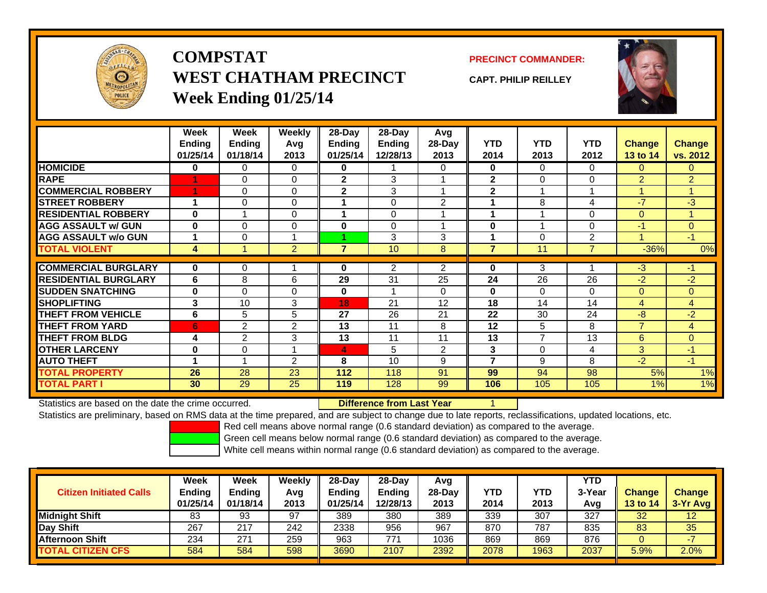# COMPSTAT
# WEST CHATHAM PRECINCT
## Week Ending 01/25/14

**PRECINCT COMMANDER:**

**CAPT. PHILIP REILLEY**

| | Week Ending 01/25/14 | Week Ending 01/18/14 | Weekly Avg 2013 | 28-Day Ending 01/25/14 | 28-Day Ending 12/28/13 | Avg 28-Day 2013 | YTD 2014 | YTD 2013 | YTD 2012 | Change 13 to 14 | Change vs. 2012 |
|---|---|---|---|---|---|---|---|---|---|---|---|
| HOMICIDE | 0 | 0 | 0 | 0 | 1 | 0 | 0 | 0 | 0 | 0 | 0 |
| RAPE | 1 | 0 | 0 | 2 | 3 | 1 | 2 | 0 | 0 | 2 | 2 |
| COMMERCIAL ROBBERY | 1 | 0 | 0 | 2 | 3 | 1 | 2 | 1 | 1 | 1 | 1 |
| STREET ROBBERY | 1 | 0 | 0 | 1 | 0 | 2 | 1 | 8 | 4 | -7 | -3 |
| RESIDENTIAL ROBBERY | 0 | 1 | 0 | 1 | 0 | 1 | 1 | 1 | 0 | 0 | 1 |
| AGG ASSAULT w/ GUN | 0 | 0 | 0 | 0 | 0 | 1 | 0 | 1 | 0 | -1 | 0 |
| AGG ASSAULT w/o GUN | 1 | 0 | 1 | 1 | 3 | 3 | 1 | 0 | 2 | 1 | -1 |
| TOTAL VIOLENT | 4 | 1 | 2 | 7 | 10 | 8 | 7 | 11 | 7 | -36% | 0% |
| COMMERCIAL BURGLARY | 0 | 0 | 1 | 0 | 2 | 2 | 0 | 3 | 1 | -3 | -1 |
| RESIDENTIAL BURGLARY | 6 | 8 | 6 | 29 | 31 | 25 | 24 | 26 | 26 | -2 | -2 |
| SUDDEN SNATCHING | 0 | 0 | 0 | 0 | 1 | 0 | 0 | 0 | 0 | 0 | 0 |
| SHOPLIFTING | 3 | 10 | 3 | 18 | 21 | 12 | 18 | 14 | 14 | 4 | 4 |
| THEFT FROM VEHICLE | 6 | 5 | 5 | 27 | 26 | 21 | 22 | 30 | 24 | -8 | -2 |
| THEFT FROM YARD | 6 | 2 | 2 | 13 | 11 | 8 | 12 | 5 | 8 | 7 | 4 |
| THEFT FROM BLDG | 4 | 2 | 3 | 13 | 11 | 11 | 13 | 7 | 13 | 6 | 0 |
| OTHER LARCENY | 0 | 0 | 1 | 4 | 5 | 2 | 3 | 0 | 4 | 3 | -1 |
| AUTO THEFT | 1 | 1 | 2 | 8 | 10 | 9 | 7 | 9 | 8 | -2 | -1 |
| TOTAL PROPERTY | 26 | 28 | 23 | 112 | 118 | 91 | 99 | 94 | 98 | 5% | 1% |
| TOTAL PART I | 30 | 29 | 25 | 119 | 128 | 99 | 106 | 105 | 105 | 1% | 1% |

Statistics are based on the date the crime occurred. **Difference from Last Year** 1

Statistics are preliminary, based on RMS data at the time prepared, and are subject to change due to late reports, reclassifications, updated locations, etc.

Red cell means above normal range (0.6 standard deviation) as compared to the average.
Green cell means below normal range (0.6 standard deviation) as compared to the average.
White cell means within normal range (0.6 standard deviation) as compared to the average.

| Citizen Initiated Calls | Week Ending 01/25/14 | Week Ending 01/18/14 | Weekly Avg 2013 | 28-Day Ending 01/25/14 | 28-Day Ending 12/28/13 | Avg 28-Day 2013 | YTD 2014 | YTD 2013 | YTD 3-Year Avg | Change 13 to 14 | Change 3-Yr Avg |
|---|---|---|---|---|---|---|---|---|---|---|---|
| Midnight Shift | 83 | 93 | 97 | 389 | 380 | 389 | 339 | 307 | 327 | 32 | 12 |
| Day Shift | 267 | 217 | 242 | 2338 | 956 | 967 | 870 | 787 | 835 | 83 | 35 |
| Afternoon Shift | 234 | 271 | 259 | 963 | 771 | 1036 | 869 | 869 | 876 | 0 | -7 |
| TOTAL CITIZEN CFS | 584 | 584 | 598 | 3690 | 2107 | 2392 | 2078 | 1963 | 2037 | 5.9% | 2.0% |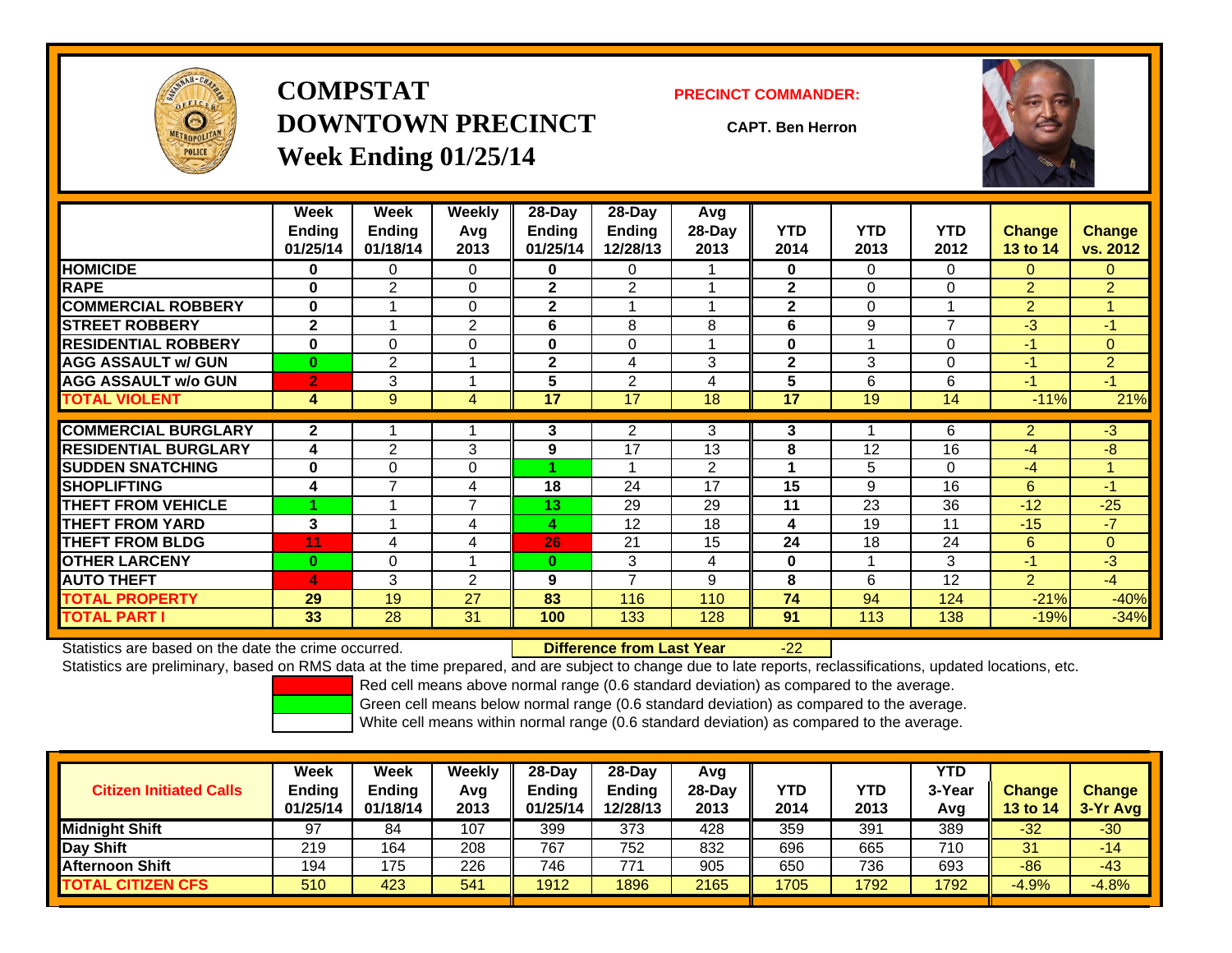# COMPSTAT
# DOWNTOWN PRECINCT
## Week Ending 01/25/14

**PRECINCT COMMANDER:**

**CAPT. Ben Herron**

| | Week Ending 01/25/14 | Week Ending 01/18/14 | Weekly Avg 2013 | 28-Day Ending 01/25/14 | 28-Day Ending 12/28/13 | Avg 28-Day 2013 | YTD 2014 | YTD 2013 | YTD 2012 | Change 13 to 14 | Change vs. 2012 |
|---|---|---|---|---|---|---|---|---|---|---|---|
| HOMICIDE | 0 | 0 | 0 | 0 | 0 | 1 | 0 | 0 | 0 | 0 | 0 |
| RAPE | 0 | 2 | 0 | 2 | 2 | 1 | 2 | 0 | 0 | 2 | 2 |
| COMMERCIAL ROBBERY | 0 | 1 | 0 | 2 | 1 | 1 | 2 | 0 | 1 | 2 | 1 |
| STREET ROBBERY | 2 | 1 | 2 | 6 | 8 | 8 | 6 | 9 | 7 | -3 | -1 |
| RESIDENTIAL ROBBERY | 0 | 0 | 0 | 0 | 0 | 1 | 0 | 1 | 0 | -1 | 0 |
| AGG ASSAULT w/ GUN | 0 | 2 | 1 | 2 | 4 | 3 | 2 | 3 | 0 | -1 | 2 |
| AGG ASSAULT w/o GUN | 2 | 3 | 1 | 5 | 2 | 4 | 5 | 6 | 6 | -1 | -1 |
| TOTAL VIOLENT | 4 | 9 | 4 | 17 | 17 | 18 | 17 | 19 | 14 | -11% | 21% |
| COMMERCIAL BURGLARY | 2 | 1 | 1 | 3 | 2 | 3 | 3 | 1 | 6 | 2 | -3 |
| RESIDENTIAL BURGLARY | 4 | 2 | 3 | 9 | 17 | 13 | 8 | 12 | 16 | -4 | -8 |
| SUDDEN SNATCHING | 0 | 0 | 0 | 1 | 1 | 2 | 1 | 5 | 0 | -4 | 1 |
| SHOPLIFTING | 4 | 7 | 4 | 18 | 24 | 17 | 15 | 9 | 16 | 6 | -1 |
| THEFT FROM VEHICLE | 1 | 1 | 7 | 13 | 29 | 29 | 11 | 23 | 36 | -12 | -25 |
| THEFT FROM YARD | 3 | 1 | 4 | 4 | 12 | 18 | 4 | 19 | 11 | -15 | -7 |
| THEFT FROM BLDG | 11 | 4 | 4 | 26 | 21 | 15 | 24 | 18 | 24 | 6 | 0 |
| OTHER LARCENY | 0 | 0 | 1 | 0 | 3 | 4 | 0 | 1 | 3 | -1 | -3 |
| AUTO THEFT | 4 | 3 | 2 | 9 | 7 | 9 | 8 | 6 | 12 | 2 | -4 |
| TOTAL PROPERTY | 29 | 19 | 27 | 83 | 116 | 110 | 74 | 94 | 124 | -21% | -40% |
| TOTAL PART I | 33 | 28 | 31 | 100 | 133 | 128 | 91 | 113 | 138 | -19% | -34% |

Statistics are based on the date the crime occurred. **Difference from Last Year** -22

Statistics are preliminary, based on RMS data at the time prepared, and are subject to change due to late reports, reclassifications, updated locations, etc.

Red cell means above normal range (0.6 standard deviation) as compared to the average.
Green cell means below normal range (0.6 standard deviation) as compared to the average.
White cell means within normal range (0.6 standard deviation) as compared to the average.

| Citizen Initiated Calls | Week Ending 01/25/14 | Week Ending 01/18/14 | Weekly Avg 2013 | 28-Day Ending 01/25/14 | 28-Day Ending 12/28/13 | Avg 28-Day 2013 | YTD 2014 | YTD 2013 | YTD 3-Year Avg | Change 13 to 14 | Change 3-Yr Avg |
|---|---|---|---|---|---|---|---|---|---|---|---|
| Midnight Shift | 97 | 84 | 107 | 399 | 373 | 428 | 359 | 391 | 389 | -32 | -30 |
| Day Shift | 219 | 164 | 208 | 767 | 752 | 832 | 696 | 665 | 710 | 31 | -14 |
| Afternoon Shift | 194 | 175 | 226 | 746 | 771 | 905 | 650 | 736 | 693 | -86 | -43 |
| TOTAL CITIZEN CFS | 510 | 423 | 541 | 1912 | 1896 | 2165 | 1705 | 1792 | 1792 | -4.9% | -4.8% |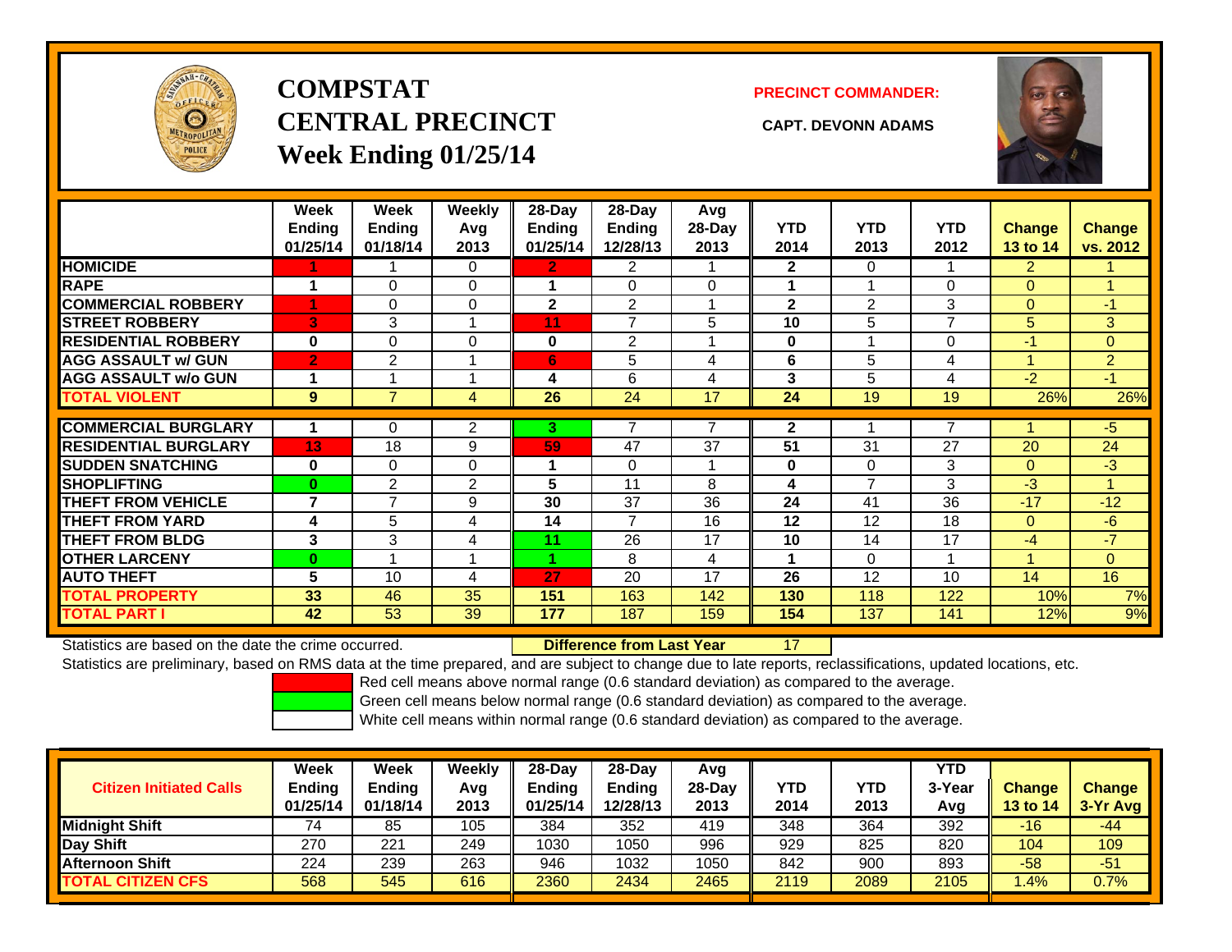# COMPSTAT
# CENTRAL PRECINCT
## Week Ending 01/25/14

**PRECINCT COMMANDER:**

**CAPT. DEVONN ADAMS**

| | Week Ending 01/25/14 | Week Ending 01/18/14 | Weekly Avg 2013 | 28-Day Ending 01/25/14 | 28-Day Ending 12/28/13 | Avg 28-Day 2013 | YTD 2014 | YTD 2013 | YTD 2012 | Change 13 to 14 | Change vs. 2012 |
|---|---|---|---|---|---|---|---|---|---|---|---|
| HOMICIDE | 1 | 1 | 0 | 2 | 2 | 1 | 2 | 0 | 1 | 2 | 1 |
| RAPE | 1 | 0 | 0 | 1 | 0 | 0 | 1 | 1 | 0 | 0 | 1 |
| COMMERCIAL ROBBERY | 1 | 0 | 0 | 2 | 2 | 1 | 2 | 2 | 3 | 0 | -1 |
| STREET ROBBERY | 3 | 3 | 1 | 11 | 7 | 5 | 10 | 5 | 7 | 5 | 3 |
| RESIDENTIAL ROBBERY | 0 | 0 | 0 | 0 | 2 | 1 | 0 | 1 | 0 | -1 | 0 |
| AGG ASSAULT w/ GUN | 2 | 2 | 1 | 6 | 5 | 4 | 6 | 5 | 4 | 1 | 2 |
| AGG ASSAULT w/o GUN | 1 | 1 | 1 | 4 | 6 | 4 | 3 | 5 | 4 | -2 | -1 |
| TOTAL VIOLENT | 9 | 7 | 4 | 26 | 24 | 17 | 24 | 19 | 19 | 26% | 26% |
| COMMERCIAL BURGLARY | 1 | 0 | 2 | 3 | 7 | 7 | 2 | 1 | 7 | 1 | -5 |
| RESIDENTIAL BURGLARY | 13 | 18 | 9 | 59 | 47 | 37 | 51 | 31 | 27 | 20 | 24 |
| SUDDEN SNATCHING | 0 | 0 | 0 | 1 | 0 | 1 | 0 | 0 | 3 | 0 | -3 |
| SHOPLIFTING | 0 | 2 | 2 | 5 | 11 | 8 | 4 | 7 | 3 | -3 | 1 |
| THEFT FROM VEHICLE | 7 | 7 | 9 | 30 | 37 | 36 | 24 | 41 | 36 | -17 | -12 |
| THEFT FROM YARD | 4 | 5 | 4 | 14 | 7 | 16 | 12 | 12 | 18 | 0 | -6 |
| THEFT FROM BLDG | 3 | 3 | 4 | 11 | 26 | 17 | 10 | 14 | 17 | -4 | -7 |
| OTHER LARCENY | 0 | 1 | 1 | 1 | 8 | 4 | 1 | 0 | 1 | 1 | 0 |
| AUTO THEFT | 5 | 10 | 4 | 27 | 20 | 17 | 26 | 12 | 10 | 14 | 16 |
| TOTAL PROPERTY | 33 | 46 | 35 | 151 | 163 | 142 | 130 | 118 | 122 | 10% | 7% |
| TOTAL PART I | 42 | 53 | 39 | 177 | 187 | 159 | 154 | 137 | 141 | 12% | 9% |

Statistics are based on the date the crime occurred. **Difference from Last Year** 17

Statistics are preliminary, based on RMS data at the time prepared, and are subject to change due to late reports, reclassifications, updated locations, etc.

Red cell means above normal range (0.6 standard deviation) as compared to the average.
Green cell means below normal range (0.6 standard deviation) as compared to the average.
White cell means within normal range (0.6 standard deviation) as compared to the average.

| Citizen Initiated Calls | Week Ending 01/25/14 | Week Ending 01/18/14 | Weekly Avg 2013 | 28-Day Ending 01/25/14 | 28-Day Ending 12/28/13 | Avg 28-Day 2013 | YTD 2014 | YTD 2013 | YTD 3-Year Avg | Change 13 to 14 | Change 3-Yr Avg |
|---|---|---|---|---|---|---|---|---|---|---|---|
| Midnight Shift | 74 | 85 | 105 | 384 | 352 | 419 | 348 | 364 | 392 | -16 | -44 |
| Day Shift | 270 | 221 | 249 | 1030 | 1050 | 996 | 929 | 825 | 820 | 104 | 109 |
| Afternoon Shift | 224 | 239 | 263 | 946 | 1032 | 1050 | 842 | 900 | 893 | -58 | -51 |
| TOTAL CITIZEN CFS | 568 | 545 | 616 | 2360 | 2434 | 2465 | 2119 | 2089 | 2105 | 1.4% | 0.7% |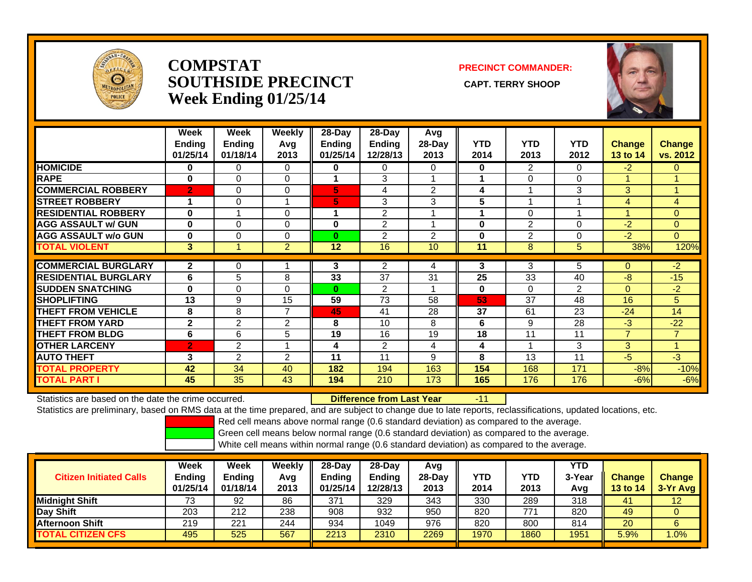# COMPSTAT
# SOUTHSIDE PRECINCT
# Week Ending 01/25/14

**PRECINCT COMMANDER:**

**CAPT. TERRY SHOOP**

| | Week Ending 01/25/14 | Week Ending 01/18/14 | Weekly Avg 2013 | 28-Day Ending 01/25/14 | 28-Day Ending 12/28/13 | Avg 28-Day 2013 | YTD 2014 | YTD 2013 | YTD 2012 | Change 13 to 14 | Change vs. 2012 |
|---|---|---|---|---|---|---|---|---|---|---|---|
| HOMICIDE | 0 | 0 | 0 | 0 | 0 | 0 | 0 | 2 | 0 | -2 | 0 |
| RAPE | 0 | 0 | 0 | 1 | 3 | 1 | 1 | 0 | 0 | 1 | 1 |
| COMMERCIAL ROBBERY | 2 | 0 | 0 | 5 | 4 | 2 | 4 | 1 | 3 | 3 | 1 |
| STREET ROBBERY | 1 | 0 | 1 | 5 | 3 | 3 | 5 | 1 | 1 | 4 | 4 |
| RESIDENTIAL ROBBERY | 0 | 1 | 0 | 1 | 2 | 1 | 1 | 0 | 1 | 1 | 0 |
| AGG ASSAULT w/ GUN | 0 | 0 | 0 | 0 | 2 | 1 | 0 | 2 | 0 | -2 | 0 |
| AGG ASSAULT w/o GUN | 0 | 0 | 0 | 0 | 2 | 2 | 0 | 2 | 0 | -2 | 0 |
| TOTAL VIOLENT | 3 | 1 | 2 | 12 | 16 | 10 | 11 | 8 | 5 | 38% | 120% |
| COMMERCIAL BURGLARY | 2 | 0 | 1 | 3 | 2 | 4 | 3 | 3 | 5 | 0 | -2 |
| RESIDENTIAL BURGLARY | 6 | 5 | 8 | 33 | 37 | 31 | 25 | 33 | 40 | -8 | -15 |
| SUDDEN SNATCHING | 0 | 0 | 0 | 0 | 2 | 1 | 0 | 0 | 2 | 0 | -2 |
| SHOPLIFTING | 13 | 9 | 15 | 59 | 73 | 58 | 53 | 37 | 48 | 16 | 5 |
| THEFT FROM VEHICLE | 8 | 8 | 7 | 45 | 41 | 28 | 37 | 61 | 23 | -24 | 14 |
| THEFT FROM YARD | 2 | 2 | 2 | 8 | 10 | 8 | 6 | 9 | 28 | -3 | -22 |
| THEFT FROM BLDG | 6 | 6 | 5 | 19 | 16 | 19 | 18 | 11 | 11 | 7 | 7 |
| OTHER LARCENY | 2 | 2 | 1 | 4 | 2 | 4 | 4 | 1 | 3 | 3 | 1 |
| AUTO THEFT | 3 | 2 | 2 | 11 | 11 | 9 | 8 | 13 | 11 | -5 | -3 |
| TOTAL PROPERTY | 42 | 34 | 40 | 182 | 194 | 163 | 154 | 168 | 171 | -8% | -10% |
| TOTAL PART I | 45 | 35 | 43 | 194 | 210 | 173 | 165 | 176 | 176 | -6% | -6% |

Statistics are based on the date the crime occurred. **Difference from Last Year** -11

Statistics are preliminary, based on RMS data at the time prepared, and are subject to change due to late reports, reclassifications, updated locations, etc.

Red cell means above normal range (0.6 standard deviation) as compared to the average.

Green cell means below normal range (0.6 standard deviation) as compared to the average.

White cell means within normal range (0.6 standard deviation) as compared to the average.

| Citizen Initiated Calls | Week Ending 01/25/14 | Week Ending 01/18/14 | Weekly Avg 2013 | 28-Day Ending 01/25/14 | 28-Day Ending 12/28/13 | Avg 28-Day 2013 | YTD 2014 | YTD 2013 | YTD 3-Year Avg | Change 13 to 14 | Change 3-Yr Avg |
|---|---|---|---|---|---|---|---|---|---|---|---|
| Midnight Shift | 73 | 92 | 86 | 371 | 329 | 343 | 330 | 289 | 318 | 41 | 12 |
| Day Shift | 203 | 212 | 238 | 908 | 932 | 950 | 820 | 771 | 820 | 49 | 0 |
| Afternoon Shift | 219 | 221 | 244 | 934 | 1049 | 976 | 820 | 800 | 814 | 20 | 6 |
| TOTAL CITIZEN CFS | 495 | 525 | 567 | 2213 | 2310 | 2269 | 1970 | 1860 | 1951 | 5.9% | 1.0% |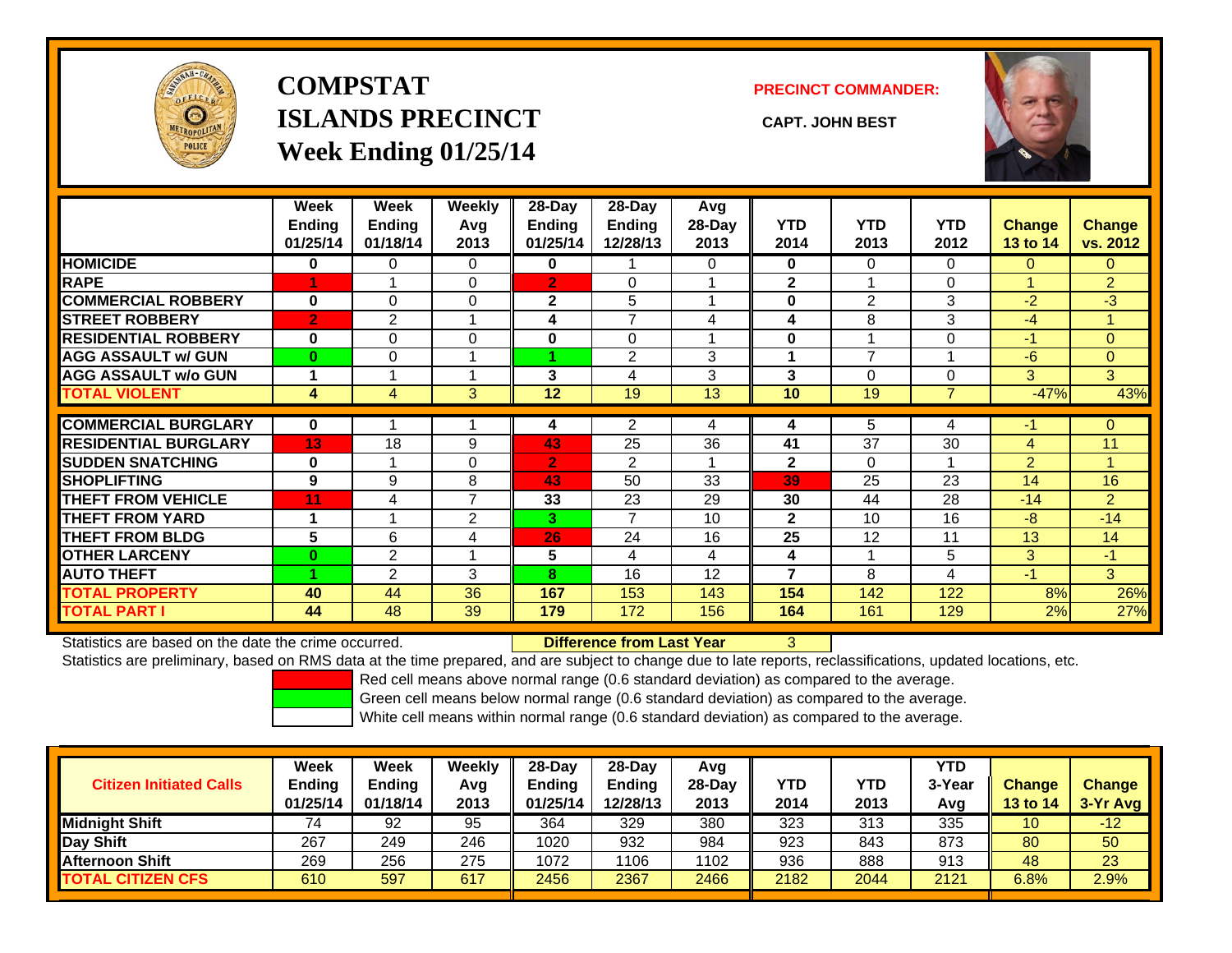# COMPSTAT
# ISLANDS PRECINCT
# Week Ending 01/25/14

**PRECINCT COMMANDER:**

**CAPT. JOHN BEST**

| | Week Ending 01/25/14 | Week Ending 01/18/14 | Weekly Avg 2013 | 28-Day Ending 01/25/14 | 28-Day Ending 12/28/13 | Avg 28-Day 2013 | YTD 2014 | YTD 2013 | YTD 2012 | Change 13 to 14 | Change vs. 2012 |
|---|---|---|---|---|---|---|---|---|---|---|---|
| HOMICIDE | 0 | 0 | 0 | 0 | 1 | 0 | 0 | 0 | 0 | 0 | 0 |
| RAPE | 1 | 1 | 0 | 2 | 0 | 1 | 2 | 1 | 0 | 1 | 2 |
| COMMERCIAL ROBBERY | 0 | 0 | 0 | 2 | 5 | 1 | 0 | 2 | 3 | -2 | -3 |
| STREET ROBBERY | 2 | 2 | 1 | 4 | 7 | 4 | 4 | 8 | 3 | -4 | 1 |
| RESIDENTIAL ROBBERY | 0 | 0 | 0 | 0 | 0 | 1 | 0 | 1 | 0 | -1 | 0 |
| AGG ASSAULT w/ GUN | 0 | 0 | 1 | 1 | 2 | 3 | 1 | 7 | 1 | -6 | 0 |
| AGG ASSAULT w/o GUN | 1 | 1 | 1 | 3 | 4 | 3 | 3 | 0 | 0 | 3 | 3 |
| TOTAL VIOLENT | 4 | 4 | 3 | 12 | 19 | 13 | 10 | 19 | 7 | -47% | 43% |
| COMMERCIAL BURGLARY | 0 | 1 | 1 | 4 | 2 | 4 | 4 | 5 | 4 | -1 | 0 |
| RESIDENTIAL BURGLARY | 13 | 18 | 9 | 43 | 25 | 36 | 41 | 37 | 30 | 4 | 11 |
| SUDDEN SNATCHING | 0 | 1 | 0 | 2 | 2 | 1 | 2 | 0 | 1 | 2 | 1 |
| SHOPLIFTING | 9 | 9 | 8 | 43 | 50 | 33 | 39 | 25 | 23 | 14 | 16 |
| THEFT FROM VEHICLE | 11 | 4 | 7 | 33 | 23 | 29 | 30 | 44 | 28 | -14 | 2 |
| THEFT FROM YARD | 1 | 1 | 2 | 3 | 7 | 10 | 2 | 10 | 16 | -8 | -14 |
| THEFT FROM BLDG | 5 | 6 | 4 | 26 | 24 | 16 | 25 | 12 | 11 | 13 | 14 |
| OTHER LARCENY | 0 | 2 | 1 | 5 | 4 | 4 | 4 | 1 | 5 | 3 | -1 |
| AUTO THEFT | 1 | 2 | 3 | 8 | 16 | 12 | 7 | 8 | 4 | -1 | 3 |
| TOTAL PROPERTY | 40 | 44 | 36 | 167 | 153 | 143 | 154 | 142 | 122 | 8% | 26% |
| TOTAL PART I | 44 | 48 | 39 | 179 | 172 | 156 | 164 | 161 | 129 | 2% | 27% |

Statistics are based on the date the crime occurred. **Difference from Last Year** 3

Statistics are preliminary, based on RMS data at the time prepared, and are subject to change due to late reports, reclassifications, updated locations, etc.

Red cell means above normal range (0.6 standard deviation) as compared to the average.
Green cell means below normal range (0.6 standard deviation) as compared to the average.
White cell means within normal range (0.6 standard deviation) as compared to the average.

| Citizen Initiated Calls | Week Ending 01/25/14 | Week Ending 01/18/14 | Weekly Avg 2013 | 28-Day Ending 01/25/14 | 28-Day Ending 12/28/13 | Avg 28-Day 2013 | YTD 2014 | YTD 2013 | YTD 3-Year Avg | Change 13 to 14 | Change 3-Yr Avg |
|---|---|---|---|---|---|---|---|---|---|---|---|
| Midnight Shift | 74 | 92 | 95 | 364 | 329 | 380 | 323 | 313 | 335 | 10 | -12 |
| Day Shift | 267 | 249 | 246 | 1020 | 932 | 984 | 923 | 843 | 873 | 80 | 50 |
| Afternoon Shift | 269 | 256 | 275 | 1072 | 1106 | 1102 | 936 | 888 | 913 | 48 | 23 |
| TOTAL CITIZEN CFS | 610 | 597 | 617 | 2456 | 2367 | 2466 | 2182 | 2044 | 2121 | 6.8% | 2.9% |